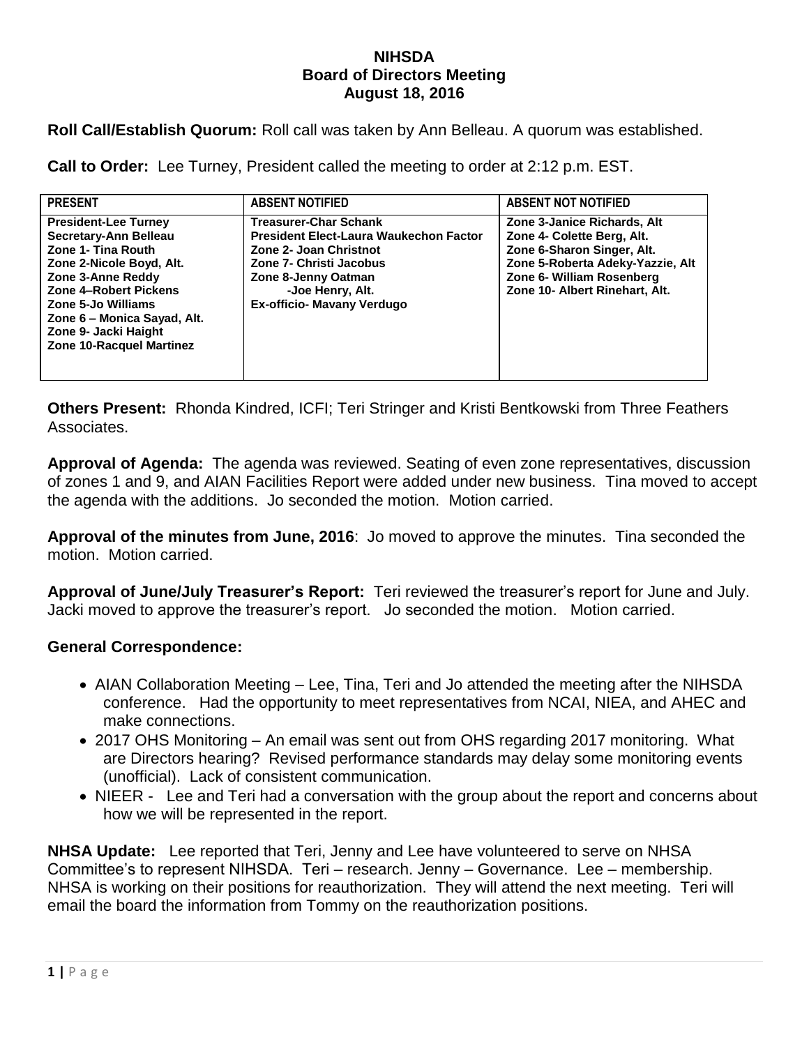# NIHSDA
## Board of Directors Meeting
### August 18, 2016

**Roll Call/Establish Quorum:** Roll call was taken by Ann Belleau. A quorum was established.

**Call to Order:** Lee Turney, President called the meeting to order at 2:12 p.m. EST.

| PRESENT | ABSENT NOTIFIED | ABSENT NOT NOTIFIED |
|---|---|---|
| **President-Lee Turney**<br>**Secretary-Ann Belleau**<br>**Zone 1- Tina Routh**<br>**Zone 2-Nicole Boyd, Alt.**<br>**Zone 3-Anne Reddy**<br>**Zone 4–Robert Pickens**<br>**Zone 5-Jo Williams**<br>**Zone 6 – Monica Sayad, Alt.**<br>**Zone 9- Jacki Haight**<br>**Zone 10-Racquel Martinez** | **Treasurer-Char Schank**<br>**President Elect-Laura Waukechon Factor**<br>**Zone 2- Joan Christnot**<br>**Zone 7- Christi Jacobus**<br>**Zone 8-Jenny Oatman**<br>**-Joe Henry, Alt.**<br>**Ex-officio- Mavany Verdugo** | **Zone 3-Janice Richards, Alt**<br>**Zone 4- Colette Berg, Alt.**<br>**Zone 6-Sharon Singer, Alt.**<br>**Zone 5-Roberta Adeky-Yazzie, Alt**<br>**Zone 6- William Rosenberg**<br>**Zone 10- Albert Rinehart, Alt.** |

**Others Present:** Rhonda Kindred, ICFI; Teri Stringer and Kristi Bentkowski from Three Feathers Associates.

**Approval of Agenda:** The agenda was reviewed. Seating of even zone representatives, discussion of zones 1 and 9, and AIAN Facilities Report were added under new business. Tina moved to accept the agenda with the additions. Jo seconded the motion. Motion carried.

**Approval of the minutes from June, 2016**: Jo moved to approve the minutes. Tina seconded the motion. Motion carried.

**Approval of June/July Treasurer's Report:** Teri reviewed the treasurer's report for June and July. Jacki moved to approve the treasurer's report. Jo seconded the motion. Motion carried.

**General Correspondence:**

- AIAN Collaboration Meeting – Lee, Tina, Teri and Jo attended the meeting after the NIHSDA conference. Had the opportunity to meet representatives from NCAI, NIEA, and AHEC and make connections.
- 2017 OHS Monitoring – An email was sent out from OHS regarding 2017 monitoring. What are Directors hearing? Revised performance standards may delay some monitoring events (unofficial). Lack of consistent communication.
- NIEER - Lee and Teri had a conversation with the group about the report and concerns about how we will be represented in the report.

**NHSA Update:** Lee reported that Teri, Jenny and Lee have volunteered to serve on NHSA Committee's to represent NIHSDA. Teri – research. Jenny – Governance. Lee – membership. NHSA is working on their positions for reauthorization. They will attend the next meeting. Teri will email the board the information from Tommy on the reauthorization positions.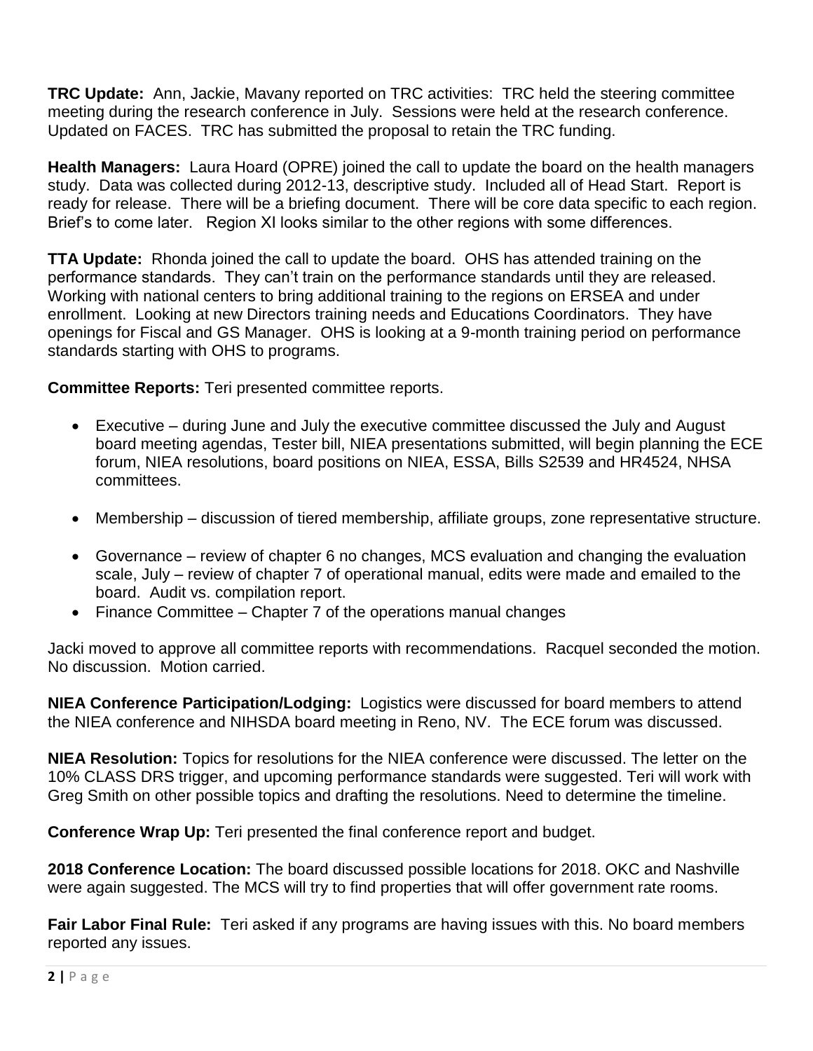**TRC Update:** Ann, Jackie, Mavany reported on TRC activities: TRC held the steering committee meeting during the research conference in July. Sessions were held at the research conference. Updated on FACES. TRC has submitted the proposal to retain the TRC funding.

**Health Managers:** Laura Hoard (OPRE) joined the call to update the board on the health managers study. Data was collected during 2012-13, descriptive study. Included all of Head Start. Report is ready for release. There will be a briefing document. There will be core data specific to each region. Brief's to come later. Region XI looks similar to the other regions with some differences.

**TTA Update:** Rhonda joined the call to update the board. OHS has attended training on the performance standards. They can't train on the performance standards until they are released. Working with national centers to bring additional training to the regions on ERSEA and under enrollment. Looking at new Directors training needs and Educations Coordinators. They have openings for Fiscal and GS Manager. OHS is looking at a 9-month training period on performance standards starting with OHS to programs.

**Committee Reports:** Teri presented committee reports.

- Executive – during June and July the executive committee discussed the July and August board meeting agendas, Tester bill, NIEA presentations submitted, will begin planning the ECE forum, NIEA resolutions, board positions on NIEA, ESSA, Bills S2539 and HR4524, NHSA committees.
- Membership – discussion of tiered membership, affiliate groups, zone representative structure.
- Governance – review of chapter 6 no changes, MCS evaluation and changing the evaluation scale, July – review of chapter 7 of operational manual, edits were made and emailed to the board. Audit vs. compilation report.
- Finance Committee – Chapter 7 of the operations manual changes

Jacki moved to approve all committee reports with recommendations. Racquel seconded the motion. No discussion. Motion carried.

**NIEA Conference Participation/Lodging:** Logistics were discussed for board members to attend the NIEA conference and NIHSDA board meeting in Reno, NV. The ECE forum was discussed.

**NIEA Resolution:** Topics for resolutions for the NIEA conference were discussed. The letter on the 10% CLASS DRS trigger, and upcoming performance standards were suggested. Teri will work with Greg Smith on other possible topics and drafting the resolutions. Need to determine the timeline.

**Conference Wrap Up:** Teri presented the final conference report and budget.

**2018 Conference Location:** The board discussed possible locations for 2018. OKC and Nashville were again suggested. The MCS will try to find properties that will offer government rate rooms.

**Fair Labor Final Rule:** Teri asked if any programs are having issues with this. No board members reported any issues.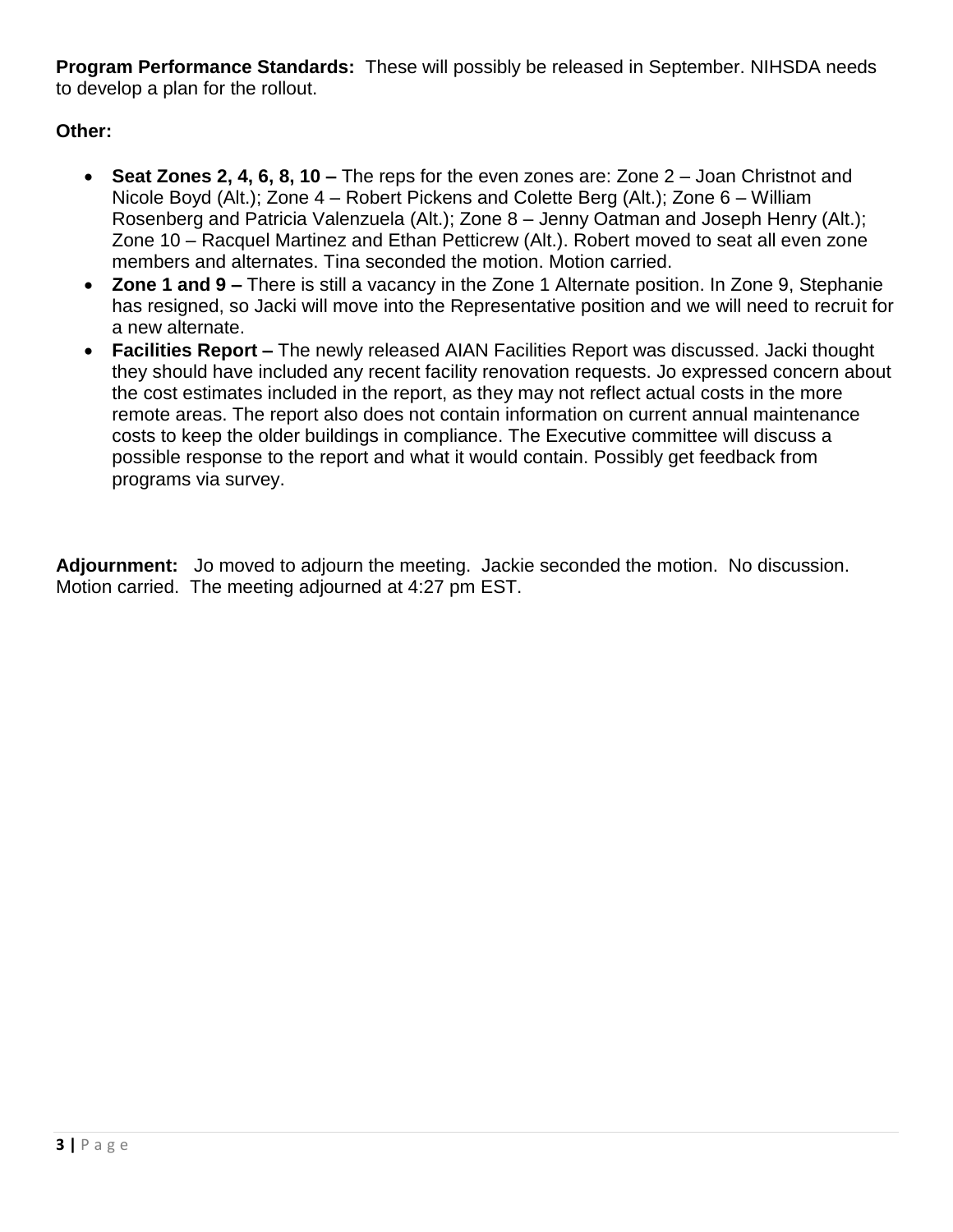**Program Performance Standards:** These will possibly be released in September. NIHSDA needs to develop a plan for the rollout.

**Other:**

- **Seat Zones 2, 4, 6, 8, 10 –** The reps for the even zones are: Zone 2 – Joan Christnot and Nicole Boyd (Alt.); Zone 4 – Robert Pickens and Colette Berg (Alt.); Zone 6 – William Rosenberg and Patricia Valenzuela (Alt.); Zone 8 – Jenny Oatman and Joseph Henry (Alt.); Zone 10 – Racquel Martinez and Ethan Petticrew (Alt.). Robert moved to seat all even zone members and alternates. Tina seconded the motion. Motion carried.
- **Zone 1 and 9 –** There is still a vacancy in the Zone 1 Alternate position. In Zone 9, Stephanie has resigned, so Jacki will move into the Representative position and we will need to recruit for a new alternate.
- **Facilities Report –** The newly released AIAN Facilities Report was discussed. Jacki thought they should have included any recent facility renovation requests. Jo expressed concern about the cost estimates included in the report, as they may not reflect actual costs in the more remote areas. The report also does not contain information on current annual maintenance costs to keep the older buildings in compliance. The Executive committee will discuss a possible response to the report and what it would contain. Possibly get feedback from programs via survey.

**Adjournment:** Jo moved to adjourn the meeting. Jackie seconded the motion. No discussion. Motion carried. The meeting adjourned at 4:27 pm EST.